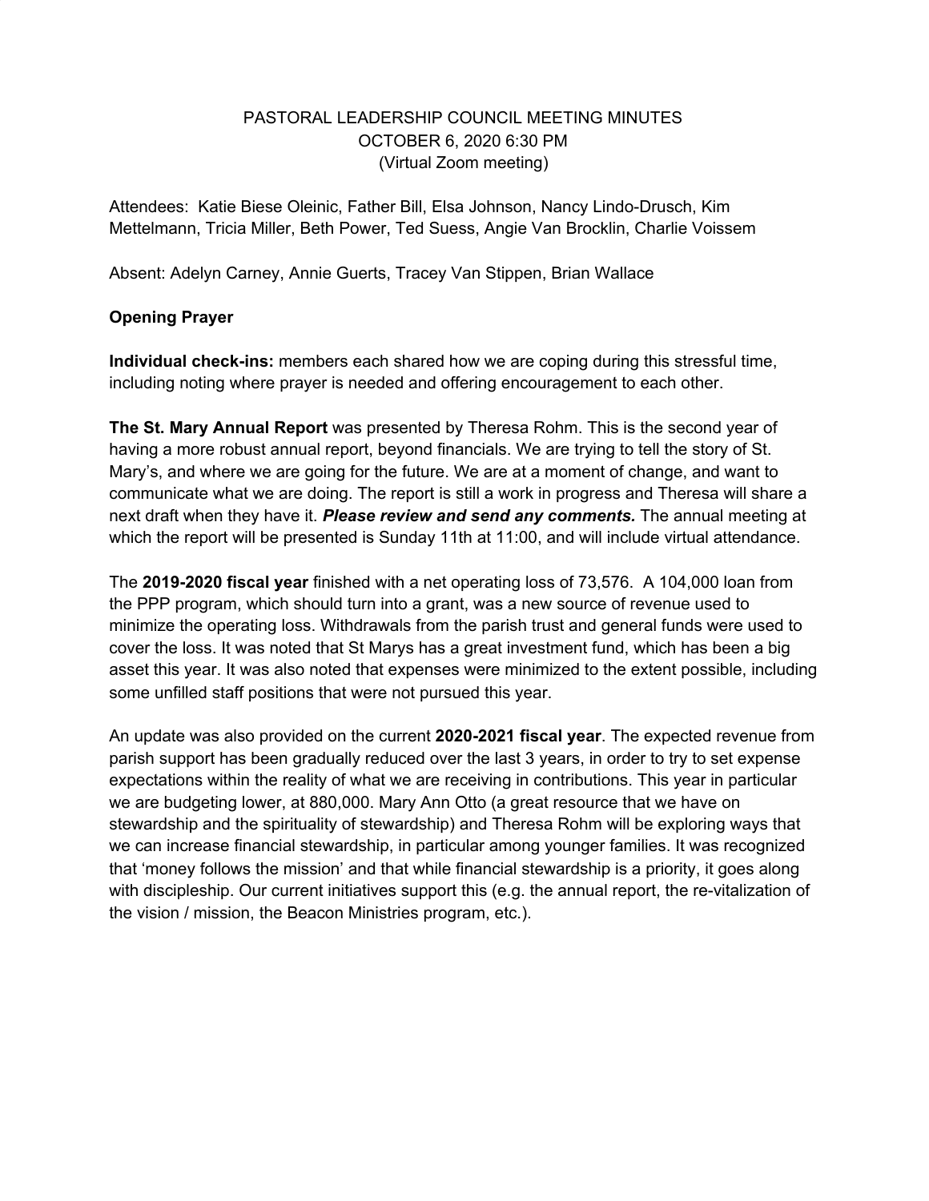# PASTORAL LEADERSHIP COUNCIL MEETING MINUTES

OCTOBER 6, 2020 6:30 PM
(Virtual Zoom meeting)

Attendees: Katie Biese Oleinic, Father Bill, Elsa Johnson, Nancy Lindo-Drusch, Kim Mettelmann, Tricia Miller, Beth Power, Ted Suess, Angie Van Brocklin, Charlie Voissem

Absent: Adelyn Carney, Annie Guerts, Tracey Van Stippen, Brian Wallace

**Opening Prayer**

**Individual check-ins:** members each shared how we are coping during this stressful time, including noting where prayer is needed and offering encouragement to each other.

**The St. Mary Annual Report** was presented by Theresa Rohm. This is the second year of having a more robust annual report, beyond financials. We are trying to tell the story of St. Mary's, and where we are going for the future. We are at a moment of change, and want to communicate what we are doing. The report is still a work in progress and Theresa will share a next draft when they have it. ***Please review and send any comments.*** The annual meeting at which the report will be presented is Sunday 11th at 11:00, and will include virtual attendance.

The **2019-2020 fiscal year** finished with a net operating loss of 73,576. A 104,000 loan from the PPP program, which should turn into a grant, was a new source of revenue used to minimize the operating loss. Withdrawals from the parish trust and general funds were used to cover the loss. It was noted that St Marys has a great investment fund, which has been a big asset this year. It was also noted that expenses were minimized to the extent possible, including some unfilled staff positions that were not pursued this year.

An update was also provided on the current **2020-2021 fiscal year**. The expected revenue from parish support has been gradually reduced over the last 3 years, in order to try to set expense expectations within the reality of what we are receiving in contributions. This year in particular we are budgeting lower, at 880,000. Mary Ann Otto (a great resource that we have on stewardship and the spirituality of stewardship) and Theresa Rohm will be exploring ways that we can increase financial stewardship, in particular among younger families. It was recognized that 'money follows the mission' and that while financial stewardship is a priority, it goes along with discipleship. Our current initiatives support this (e.g. the annual report, the re-vitalization of the vision / mission, the Beacon Ministries program, etc.).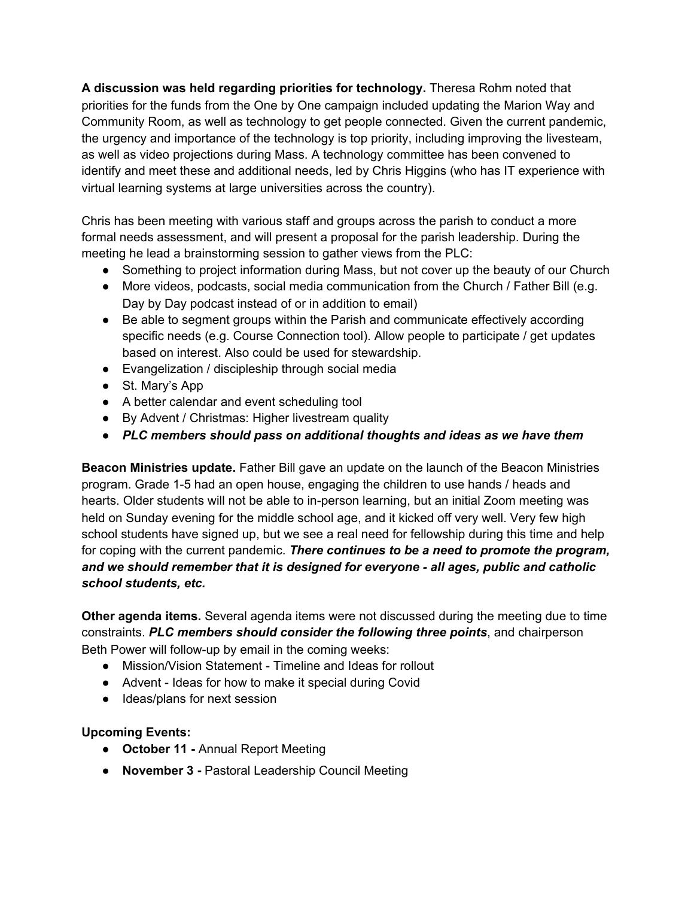**A discussion was held regarding priorities for technology.** Theresa Rohm noted that priorities for the funds from the One by One campaign included updating the Marion Way and Community Room, as well as technology to get people connected. Given the current pandemic, the urgency and importance of the technology is top priority, including improving the livesteam, as well as video projections during Mass. A technology committee has been convened to identify and meet these and additional needs, led by Chris Higgins (who has IT experience with virtual learning systems at large universities across the country).

Chris has been meeting with various staff and groups across the parish to conduct a more formal needs assessment, and will present a proposal for the parish leadership. During the meeting he lead a brainstorming session to gather views from the PLC:

- Something to project information during Mass, but not cover up the beauty of our Church
- More videos, podcasts, social media communication from the Church / Father Bill (e.g. Day by Day podcast instead of or in addition to email)
- Be able to segment groups within the Parish and communicate effectively according specific needs (e.g. Course Connection tool). Allow people to participate / get updates based on interest. Also could be used for stewardship.
- Evangelization / discipleship through social media
- St. Mary's App
- A better calendar and event scheduling tool
- By Advent / Christmas: Higher livestream quality
- ***PLC members should pass on additional thoughts and ideas as we have them***

**Beacon Ministries update.** Father Bill gave an update on the launch of the Beacon Ministries program. Grade 1-5 had an open house, engaging the children to use hands / heads and hearts. Older students will not be able to in-person learning, but an initial Zoom meeting was held on Sunday evening for the middle school age, and it kicked off very well. Very few high school students have signed up, but we see a real need for fellowship during this time and help for coping with the current pandemic. ***There continues to be a need to promote the program, and we should remember that it is designed for everyone - all ages, public and catholic school students, etc.***

**Other agenda items.** Several agenda items were not discussed during the meeting due to time constraints. ***PLC members should consider the following three points***, and chairperson Beth Power will follow-up by email in the coming weeks:

- Mission/Vision Statement - Timeline and Ideas for rollout
- Advent - Ideas for how to make it special during Covid
- Ideas/plans for next session

**Upcoming Events:**

- **October 11 -** Annual Report Meeting
- **November 3 -** Pastoral Leadership Council Meeting